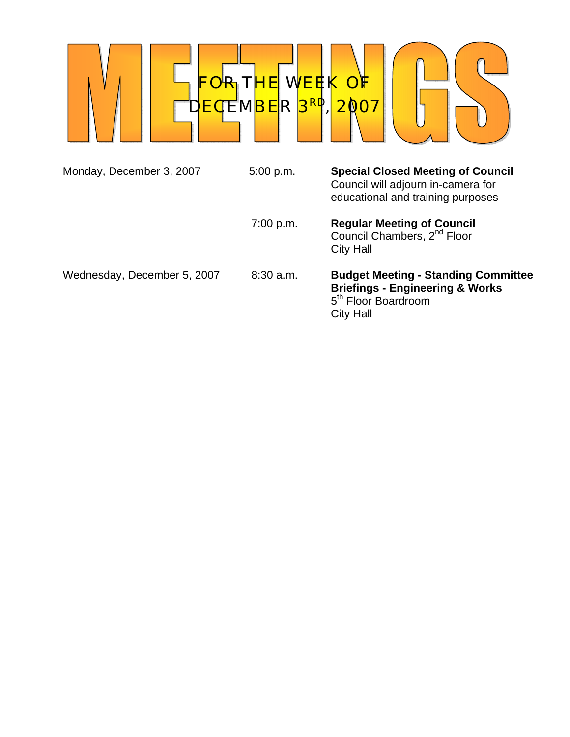# MEETINGS

## FOR THE WEEK OF DECEMBER 3RD, 2007

| Date | Time | Meeting |
| --- | --- | --- |
| Monday, December 3, 2007 | 5:00 p.m. | **Special Closed Meeting of Council**<br>Council will adjourn in-camera for educational and training purposes |
| | 7:00 p.m. | **Regular Meeting of Council**<br>Council Chambers, 2nd Floor<br>City Hall |
| Wednesday, December 5, 2007 | 8:30 a.m. | **Budget Meeting - Standing Committee Briefings - Engineering & Works**<br>5th Floor Boardroom<br>City Hall |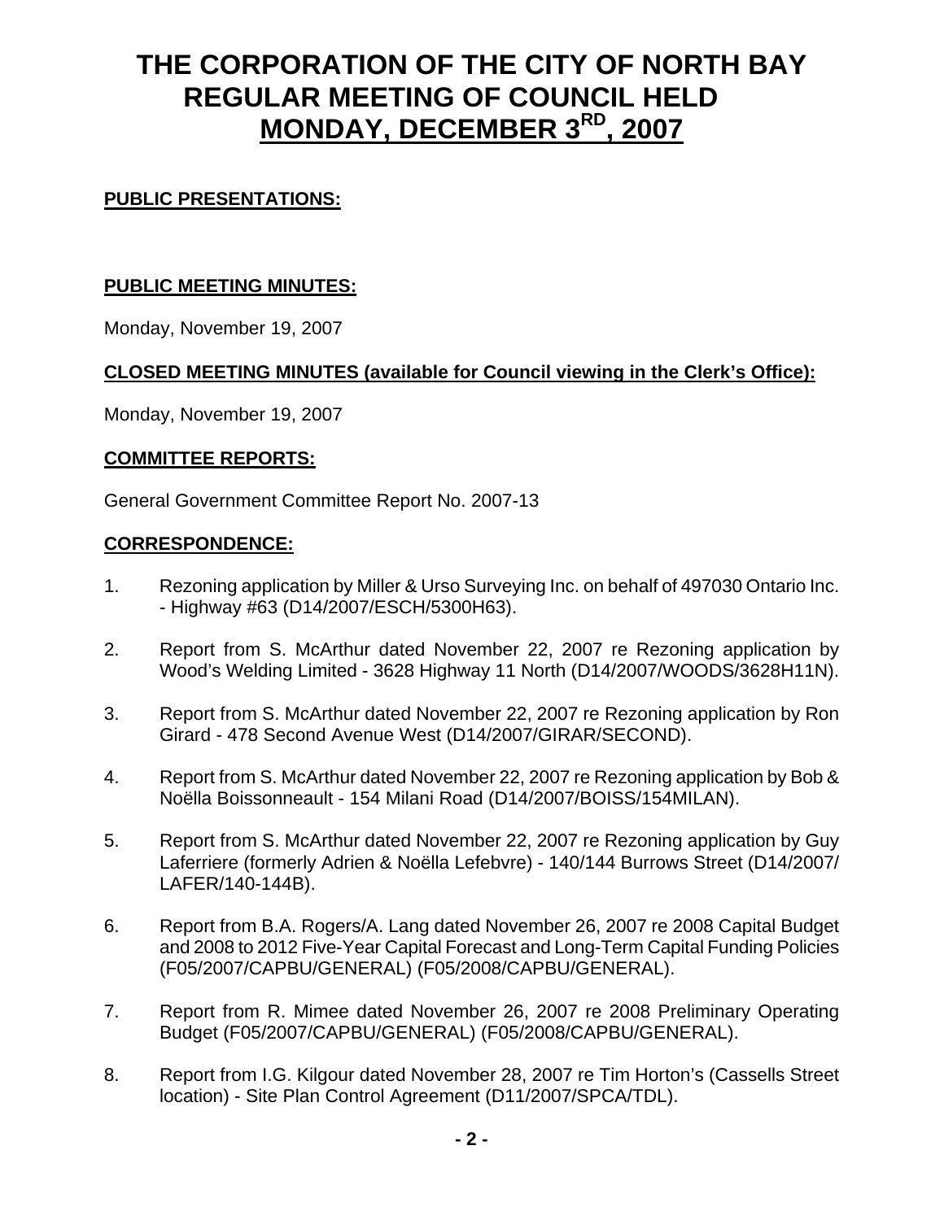# THE CORPORATION OF THE CITY OF NORTH BAY REGULAR MEETING OF COUNCIL HELD MONDAY, DECEMBER 3RD, 2007

**PUBLIC PRESENTATIONS:**

**PUBLIC MEETING MINUTES:**

Monday, November 19, 2007

**CLOSED MEETING MINUTES (available for Council viewing in the Clerk's Office):**

Monday, November 19, 2007

**COMMITTEE REPORTS:**

General Government Committee Report No. 2007-13

**CORRESPONDENCE:**

1. Rezoning application by Miller & Urso Surveying Inc. on behalf of 497030 Ontario Inc. - Highway #63 (D14/2007/ESCH/5300H63).

2. Report from S. McArthur dated November 22, 2007 re Rezoning application by Wood's Welding Limited - 3628 Highway 11 North (D14/2007/WOODS/3628H11N).

3. Report from S. McArthur dated November 22, 2007 re Rezoning application by Ron Girard - 478 Second Avenue West (D14/2007/GIRAR/SECOND).

4. Report from S. McArthur dated November 22, 2007 re Rezoning application by Bob & Noëlla Boissonneault - 154 Milani Road (D14/2007/BOISS/154MILAN).

5. Report from S. McArthur dated November 22, 2007 re Rezoning application by Guy Laferriere (formerly Adrien & Noëlla Lefebvre) - 140/144 Burrows Street (D14/2007/LAFER/140-144B).

6. Report from B.A. Rogers/A. Lang dated November 26, 2007 re 2008 Capital Budget and 2008 to 2012 Five-Year Capital Forecast and Long-Term Capital Funding Policies (F05/2007/CAPBU/GENERAL) (F05/2008/CAPBU/GENERAL).

7. Report from R. Mimee dated November 26, 2007 re 2008 Preliminary Operating Budget (F05/2007/CAPBU/GENERAL) (F05/2008/CAPBU/GENERAL).

8. Report from I.G. Kilgour dated November 28, 2007 re Tim Horton's (Cassells Street location) - Site Plan Control Agreement (D11/2007/SPCA/TDL).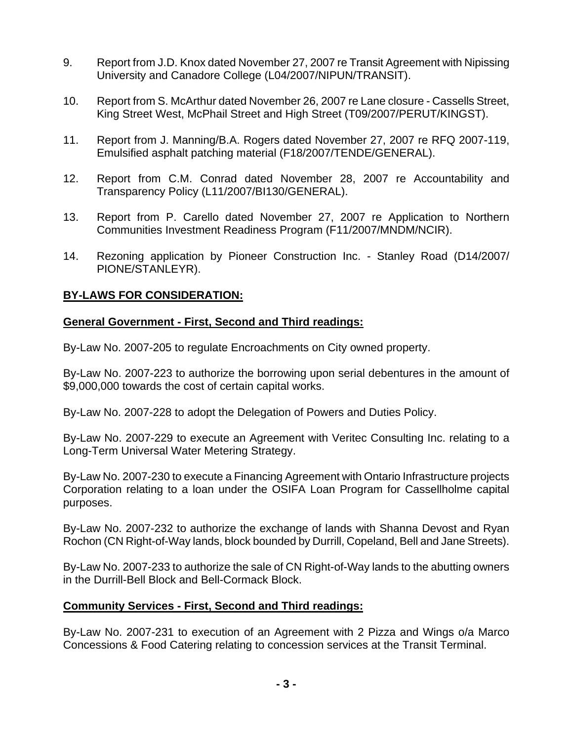9. Report from J.D. Knox dated November 27, 2007 re Transit Agreement with Nipissing University and Canadore College (L04/2007/NIPUN/TRANSIT).

10. Report from S. McArthur dated November 26, 2007 re Lane closure - Cassells Street, King Street West, McPhail Street and High Street (T09/2007/PERUT/KINGST).

11. Report from J. Manning/B.A. Rogers dated November 27, 2007 re RFQ 2007-119, Emulsified asphalt patching material (F18/2007/TENDE/GENERAL).

12. Report from C.M. Conrad dated November 28, 2007 re Accountability and Transparency Policy (L11/2007/BI130/GENERAL).

13. Report from P. Carello dated November 27, 2007 re Application to Northern Communities Investment Readiness Program (F11/2007/MNDM/NCIR).

14. Rezoning application by Pioneer Construction Inc. - Stanley Road (D14/2007/ PIONE/STANLEYR).

**BY-LAWS FOR CONSIDERATION:**

**General Government - First, Second and Third readings:**

By-Law No. 2007-205 to regulate Encroachments on City owned property.

By-Law No. 2007-223 to authorize the borrowing upon serial debentures in the amount of $9,000,000 towards the cost of certain capital works.

By-Law No. 2007-228 to adopt the Delegation of Powers and Duties Policy.

By-Law No. 2007-229 to execute an Agreement with Veritec Consulting Inc. relating to a Long-Term Universal Water Metering Strategy.

By-Law No. 2007-230 to execute a Financing Agreement with Ontario Infrastructure projects Corporation relating to a loan under the OSIFA Loan Program for Cassellholme capital purposes.

By-Law No. 2007-232 to authorize the exchange of lands with Shanna Devost and Ryan Rochon (CN Right-of-Way lands, block bounded by Durrill, Copeland, Bell and Jane Streets).

By-Law No. 2007-233 to authorize the sale of CN Right-of-Way lands to the abutting owners in the Durrill-Bell Block and Bell-Cormack Block.

**Community Services - First, Second and Third readings:**

By-Law No. 2007-231 to execution of an Agreement with 2 Pizza and Wings o/a Marco Concessions & Food Catering relating to concession services at the Transit Terminal.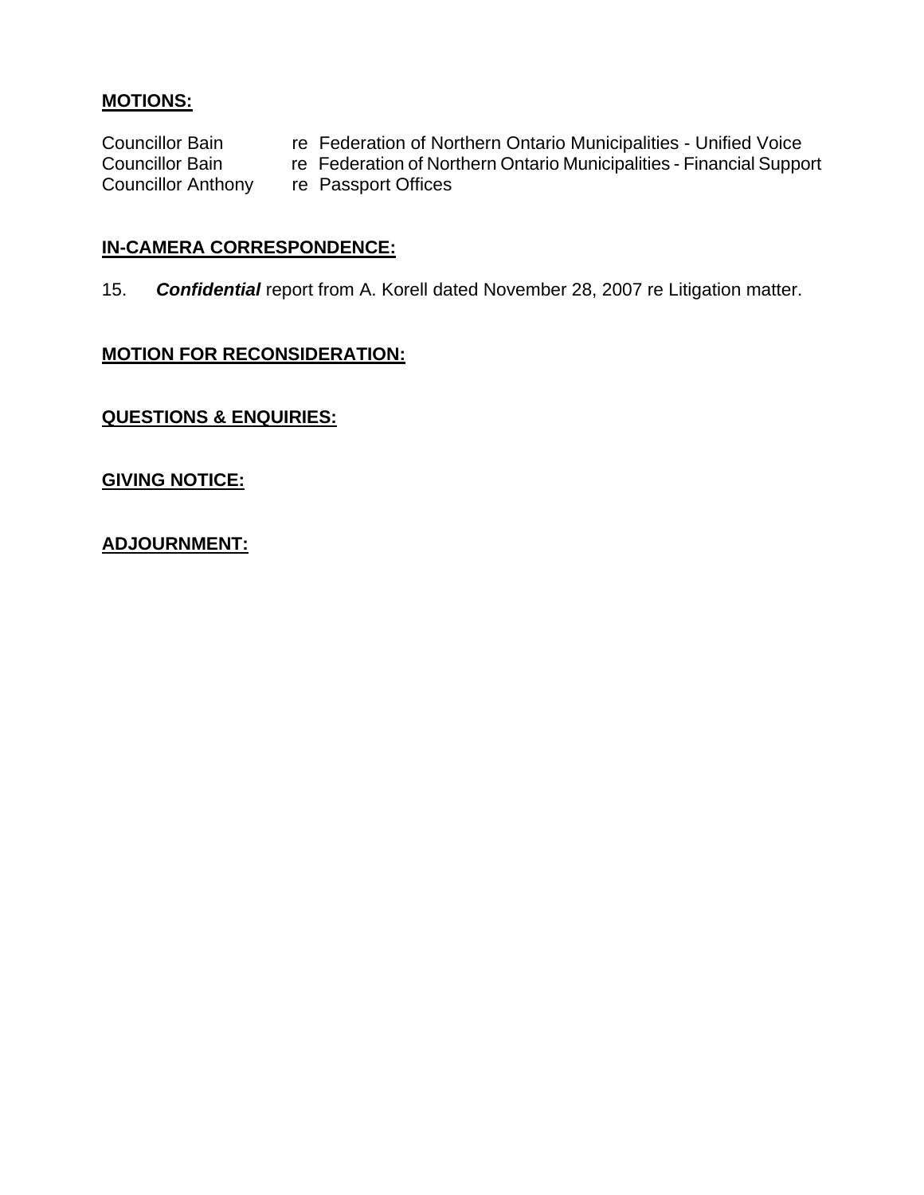**MOTIONS:**

| | |
|---|---|
| Councillor Bain | re Federation of Northern Ontario Municipalities - Unified Voice |
| Councillor Bain | re Federation of Northern Ontario Municipalities - Financial Support |
| Councillor Anthony | re Passport Offices |

**IN-CAMERA CORRESPONDENCE:**

15. ***Confidential*** report from A. Korell dated November 28, 2007 re Litigation matter.

**MOTION FOR RECONSIDERATION:**

**QUESTIONS & ENQUIRIES:**

**GIVING NOTICE:**

**ADJOURNMENT:**